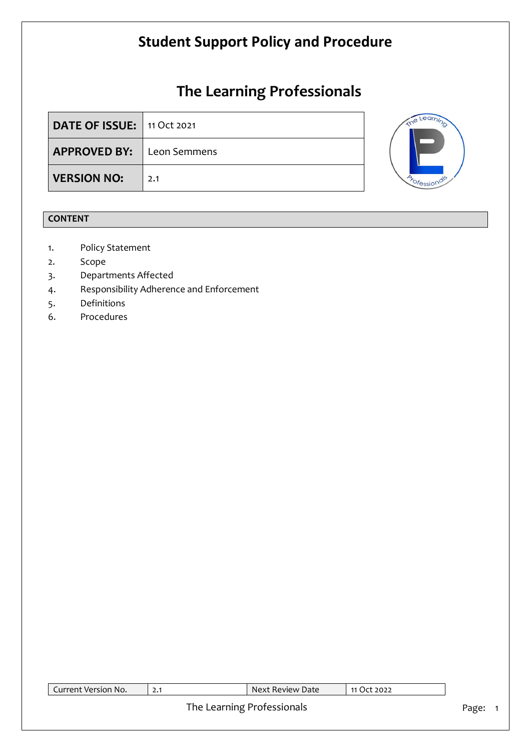# Student Support Policy and Procedure

## The Learning Professionals

| DATE OF ISSUE: | 11 Oct 2021 |
|---|---|
| APPROVED BY: | Leon Semmens |
| VERSION NO: | 2.1 |

**CONTENT**

1. Policy Statement
2. Scope
3. Departments Affected
4. Responsibility Adherence and Enforcement
5. Definitions
6. Procedures

| Current Version No. | 2.1 | Next Review Date | 11 Oct 2022 |
|---|---|---|---|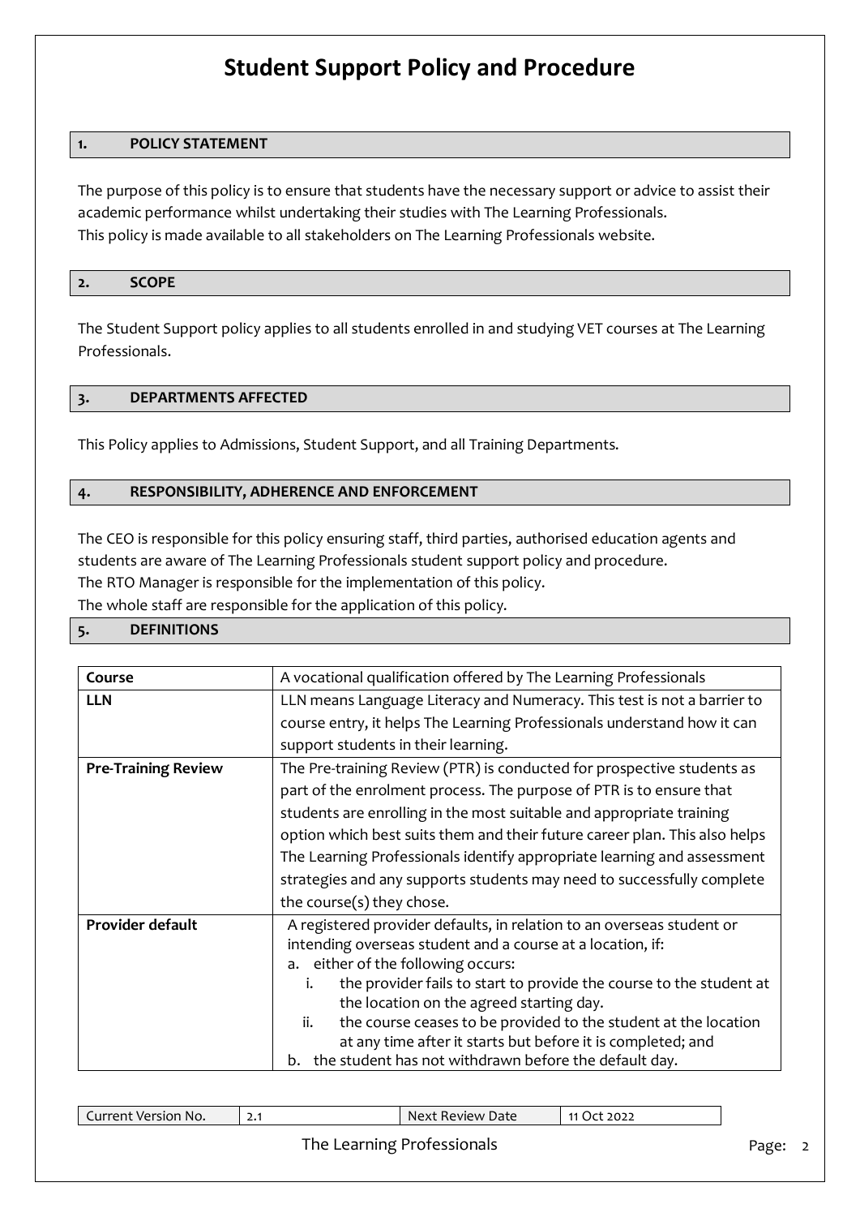# Student Support Policy and Procedure

## 1. POLICY STATEMENT

The purpose of this policy is to ensure that students have the necessary support or advice to assist their academic performance whilst undertaking their studies with The Learning Professionals.
This policy is made available to all stakeholders on The Learning Professionals website.

## 2. SCOPE

The Student Support policy applies to all students enrolled in and studying VET courses at The Learning Professionals.

## 3. DEPARTMENTS AFFECTED

This Policy applies to Admissions, Student Support, and all Training Departments.

## 4. RESPONSIBILITY, ADHERENCE AND ENFORCEMENT

The CEO is responsible for this policy ensuring staff, third parties, authorised education agents and students are aware of The Learning Professionals student support policy and procedure.
The RTO Manager is responsible for the implementation of this policy.
The whole staff are responsible for the application of this policy.

## 5. DEFINITIONS

| | |
|---|---|
| **Course** | A vocational qualification offered by The Learning Professionals |
| **LLN** | LLN means Language Literacy and Numeracy. This test is not a barrier to course entry, it helps The Learning Professionals understand how it can support students in their learning. |
| **Pre-Training Review** | The Pre-training Review (PTR) is conducted for prospective students as part of the enrolment process. The purpose of PTR is to ensure that students are enrolling in the most suitable and appropriate training option which best suits them and their future career plan. This also helps The Learning Professionals identify appropriate learning and assessment strategies and any supports students may need to successfully complete the course(s) they chose. |
| **Provider default** | A registered provider defaults, in relation to an overseas student or intending overseas student and a course at a location, if:<br>a. either of the following occurs:<br>i. the provider fails to start to provide the course to the student at the location on the agreed starting day.<br>ii. the course ceases to be provided to the student at the location at any time after it starts but before it is completed; and<br>b. the student has not withdrawn before the default day. |

| Current Version No. | 2.1 | Next Review Date | 11 Oct 2022 |
|---|---|---|---|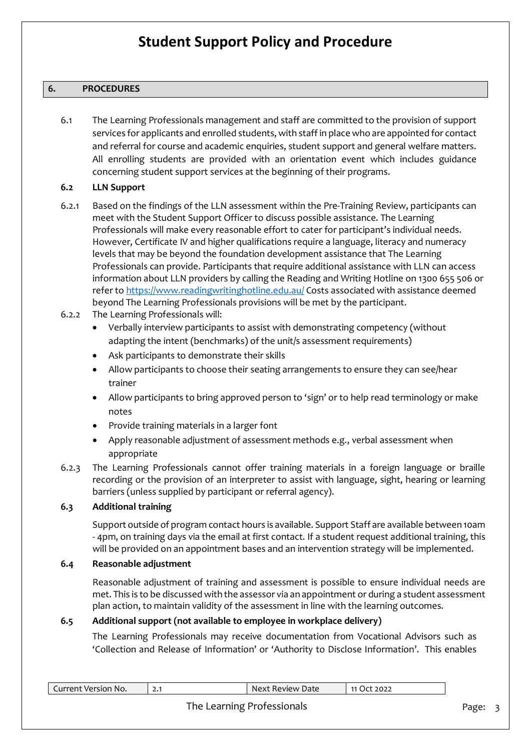# Student Support Policy and Procedure

## 6. PROCEDURES

6.1 The Learning Professionals management and staff are committed to the provision of support services for applicants and enrolled students, with staff in place who are appointed for contact and referral for course and academic enquiries, student support and general welfare matters. All enrolling students are provided with an orientation event which includes guidance concerning student support services at the beginning of their programs.

### 6.2 LLN Support

6.2.1 Based on the findings of the LLN assessment within the Pre-Training Review, participants can meet with the Student Support Officer to discuss possible assistance. The Learning Professionals will make every reasonable effort to cater for participant's individual needs. However, Certificate IV and higher qualifications require a language, literacy and numeracy levels that may be beyond the foundation development assistance that The Learning Professionals can provide. Participants that require additional assistance with LLN can access information about LLN providers by calling the Reading and Writing Hotline on 1300 655 506 or refer to https://www.readingwritinghotline.edu.au/ Costs associated with assistance deemed beyond The Learning Professionals provisions will be met by the participant.

6.2.2 The Learning Professionals will:

- Verbally interview participants to assist with demonstrating competency (without adapting the intent (benchmarks) of the unit/s assessment requirements)
- Ask participants to demonstrate their skills
- Allow participants to choose their seating arrangements to ensure they can see/hear trainer
- Allow participants to bring approved person to 'sign' or to help read terminology or make notes
- Provide training materials in a larger font
- Apply reasonable adjustment of assessment methods e.g., verbal assessment when appropriate

6.2.3 The Learning Professionals cannot offer training materials in a foreign language or braille recording or the provision of an interpreter to assist with language, sight, hearing or learning barriers (unless supplied by participant or referral agency).

### 6.3 Additional training

Support outside of program contact hours is available. Support Staff are available between 10am - 4pm, on training days via the email at first contact. If a student request additional training, this will be provided on an appointment bases and an intervention strategy will be implemented.

### 6.4 Reasonable adjustment

Reasonable adjustment of training and assessment is possible to ensure individual needs are met. This is to be discussed with the assessor via an appointment or during a student assessment plan action, to maintain validity of the assessment in line with the learning outcomes.

### 6.5 Additional support (not available to employee in workplace delivery)

The Learning Professionals may receive documentation from Vocational Advisors such as 'Collection and Release of Information' or 'Authority to Disclose Information'. This enables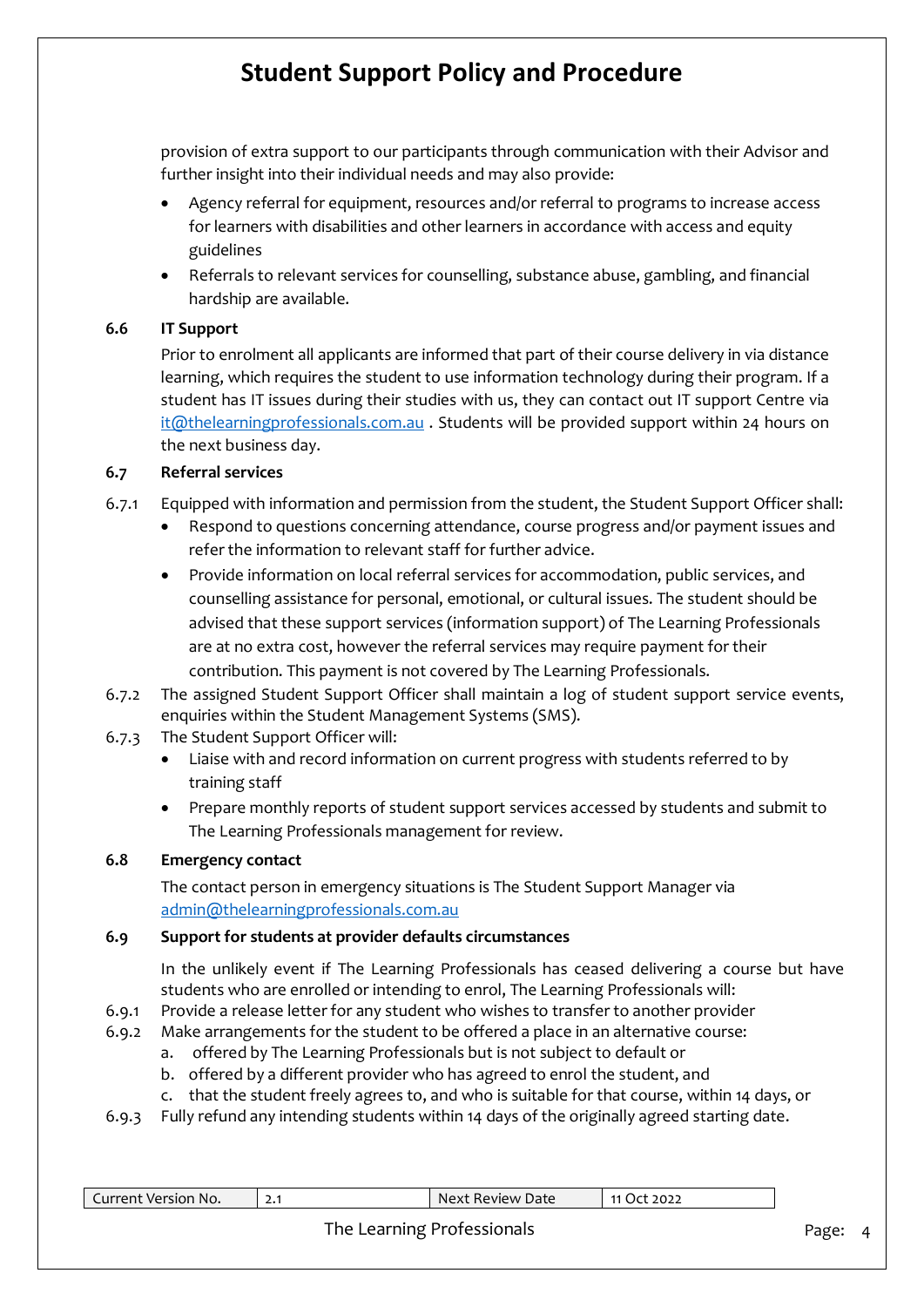provision of extra support to our participants through communication with their Advisor and further insight into their individual needs and may also provide:

- Agency referral for equipment, resources and/or referral to programs to increase access for learners with disabilities and other learners in accordance with access and equity guidelines
- Referrals to relevant services for counselling, substance abuse, gambling, and financial hardship are available.

### 6.6 IT Support

Prior to enrolment all applicants are informed that part of their course delivery in via distance learning, which requires the student to use information technology during their program. If a student has IT issues during their studies with us, they can contact out IT support Centre via [it@thelearningprofessionals.com.au](mailto:it@thelearningprofessionals.com.au) . Students will be provided support within 24 hours on the next business day.

### 6.7 Referral services

6.7.1 Equipped with information and permission from the student, the Student Support Officer shall:

- Respond to questions concerning attendance, course progress and/or payment issues and refer the information to relevant staff for further advice.
- Provide information on local referral services for accommodation, public services, and counselling assistance for personal, emotional, or cultural issues. The student should be advised that these support services (information support) of The Learning Professionals are at no extra cost, however the referral services may require payment for their contribution. This payment is not covered by The Learning Professionals.

6.7.2 The assigned Student Support Officer shall maintain a log of student support service events, enquiries within the Student Management Systems (SMS).

6.7.3 The Student Support Officer will:

- Liaise with and record information on current progress with students referred to by training staff
- Prepare monthly reports of student support services accessed by students and submit to The Learning Professionals management for review.

### 6.8 Emergency contact

The contact person in emergency situations is The Student Support Manager via [admin@thelearningprofessionals.com.au](mailto:admin@thelearningprofessionals.com.au)

### 6.9 Support for students at provider defaults circumstances

In the unlikely event if The Learning Professionals has ceased delivering a course but have students who are enrolled or intending to enrol, The Learning Professionals will:

6.9.1 Provide a release letter for any student who wishes to transfer to another provider

6.9.2 Make arrangements for the student to be offered a place in an alternative course:

a. offered by The Learning Professionals but is not subject to default or
b. offered by a different provider who has agreed to enrol the student, and
c. that the student freely agrees to, and who is suitable for that course, within 14 days, or

6.9.3 Fully refund any intending students within 14 days of the originally agreed starting date.

| Current Version No. | 2.1 | Next Review Date | 11 Oct 2022 |
|---|---|---|---|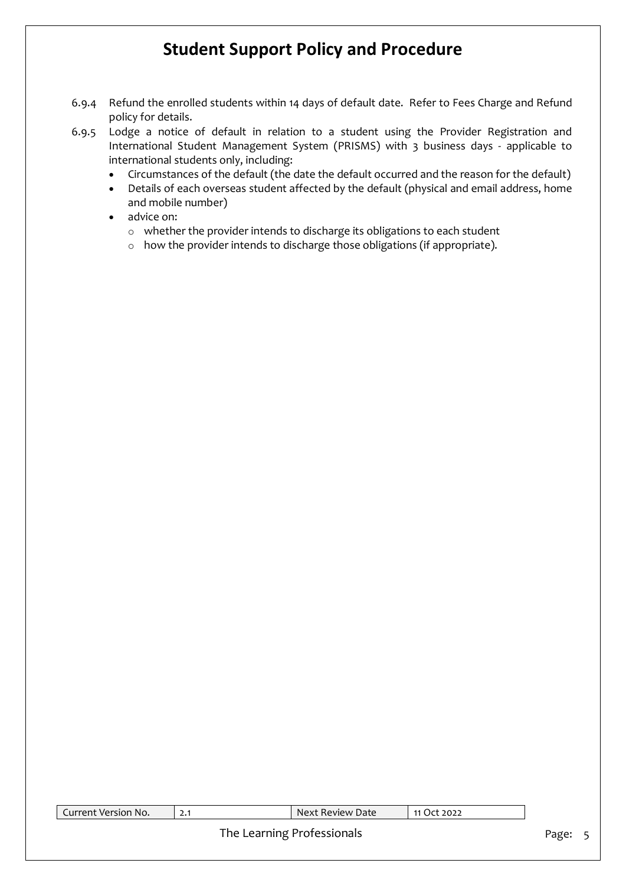6.9.4 Refund the enrolled students within 14 days of default date. Refer to Fees Charge and Refund policy for details.

6.9.5 Lodge a notice of default in relation to a student using the Provider Registration and International Student Management System (PRISMS) with 3 business days - applicable to international students only, including:

- Circumstances of the default (the date the default occurred and the reason for the default)
- Details of each overseas student affected by the default (physical and email address, home and mobile number)
- advice on:
  - whether the provider intends to discharge its obligations to each student
  - how the provider intends to discharge those obligations (if appropriate).